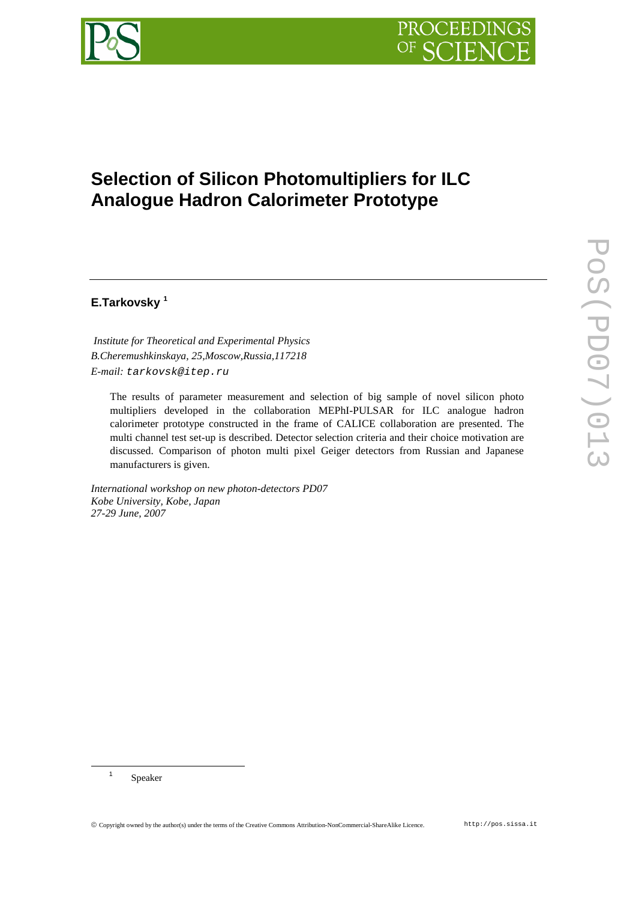# Selection of Silicon Photomultipliers for ILC Analogue Hadron Calorimeter Prototype

**E.Tarkovsky [1]**

*Institute for Theoretical and Experimental Physics*
*B.Cheremushkinskaya, 25,Moscow,Russia,117218*
*E-mail:* tarkovsk@itep.ru

The results of parameter measurement and selection of big sample of novel silicon photo multipliers developed in the collaboration MEPhI-PULSAR for ILC analogue hadron calorimeter prototype constructed in the frame of CALICE collaboration are presented. The multi channel test set-up is described. Detector selection criteria and their choice motivation are discussed. Comparison of photon multi pixel Geiger detectors from Russian and Japanese manufacturers is given.

*International workshop on new photon-detectors PD07*
*Kobe University, Kobe, Japan*
*27-29 June, 2007*

[1] Speaker

© Copyright owned by the author(s) under the terms of the Creative Commons Attribution-NonCommercial-ShareAlike Licence. http://pos.sissa.it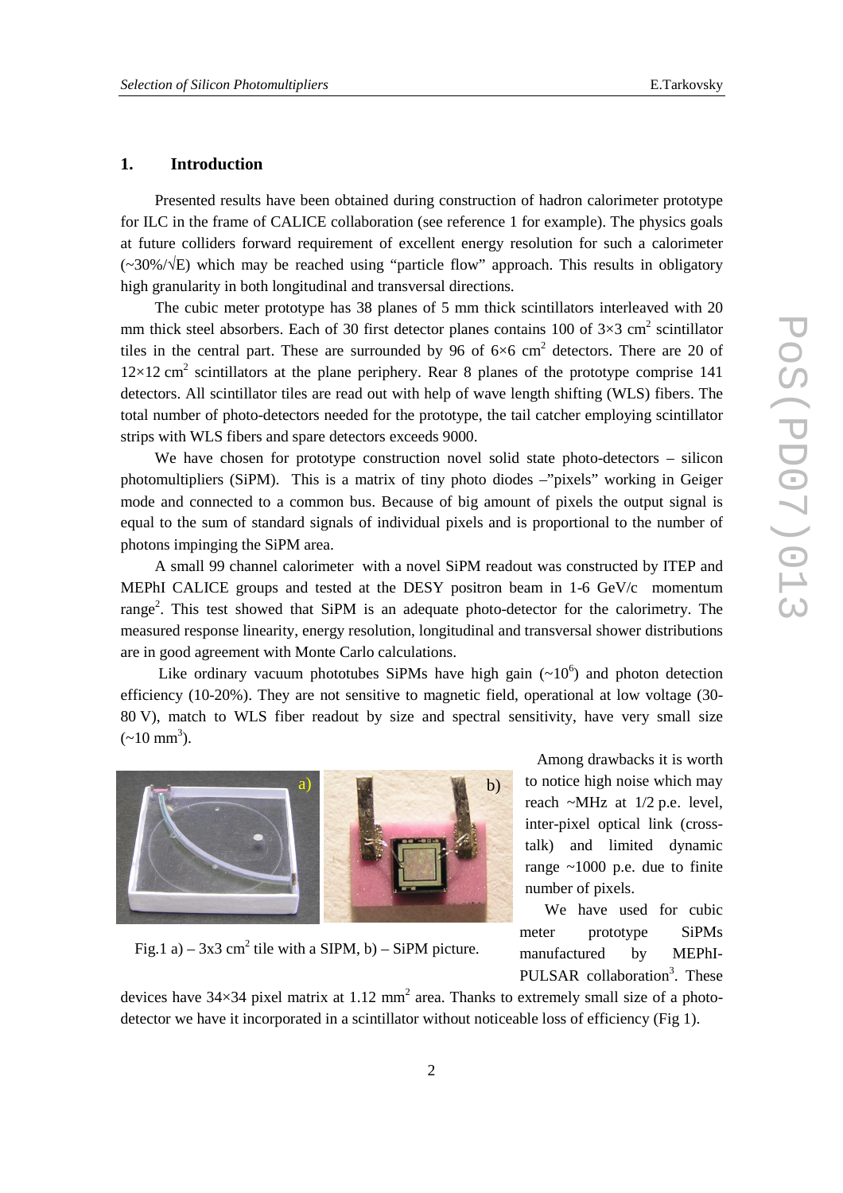## 1. Introduction

Presented results have been obtained during construction of hadron calorimeter prototype for ILC in the frame of CALICE collaboration (see reference 1 for example). The physics goals at future colliders forward requirement of excellent energy resolution for such a calorimeter (~30%/√E) which may be reached using "particle flow" approach. This results in obligatory high granularity in both longitudinal and transversal directions.

The cubic meter prototype has 38 planes of 5 mm thick scintillators interleaved with 20 mm thick steel absorbers. Each of 30 first detector planes contains 100 of 3×3 cm$^2$ scintillator tiles in the central part. These are surrounded by 96 of 6×6 cm$^2$ detectors. There are 20 of 12×12 cm$^2$ scintillators at the plane periphery. Rear 8 planes of the prototype comprise 141 detectors. All scintillator tiles are read out with help of wave length shifting (WLS) fibers. The total number of photo-detectors needed for the prototype, the tail catcher employing scintillator strips with WLS fibers and spare detectors exceeds 9000.

We have chosen for prototype construction novel solid state photo-detectors – silicon photomultipliers (SiPM). This is a matrix of tiny photo diodes –"pixels" working in Geiger mode and connected to a common bus. Because of big amount of pixels the output signal is equal to the sum of standard signals of individual pixels and is proportional to the number of photons impinging the SiPM area.

A small 99 channel calorimeter with a novel SiPM readout was constructed by ITEP and MEPhI CALICE groups and tested at the DESY positron beam in 1-6 GeV/c momentum range[2]. This test showed that SiPM is an adequate photo-detector for the calorimetry. The measured response linearity, energy resolution, longitudinal and transversal shower distributions are in good agreement with Monte Carlo calculations.

Like ordinary vacuum phototubes SiPMs have high gain (~10$^6$) and photon detection efficiency (10-20%). They are not sensitive to magnetic field, operational at low voltage (30-80 V), match to WLS fiber readout by size and spectral sensitivity, have very small size (~10 mm$^3$).

Among drawbacks it is worth to notice high noise which may reach ~MHz at 1/2 p.e. level, inter-pixel optical link (cross-talk) and limited dynamic range ~1000 p.e. due to finite number of pixels.

Fig.1 a) – 3x3 cm$^2$ tile with a SIPM, b) – SiPM picture.

We have used for cubic meter prototype SiPMs manufactured by MEPhI-PULSAR collaboration[3]. These devices have 34×34 pixel matrix at 1.12 mm$^2$ area. Thanks to extremely small size of a photo-detector we have it incorporated in a scintillator without noticeable loss of efficiency (Fig 1).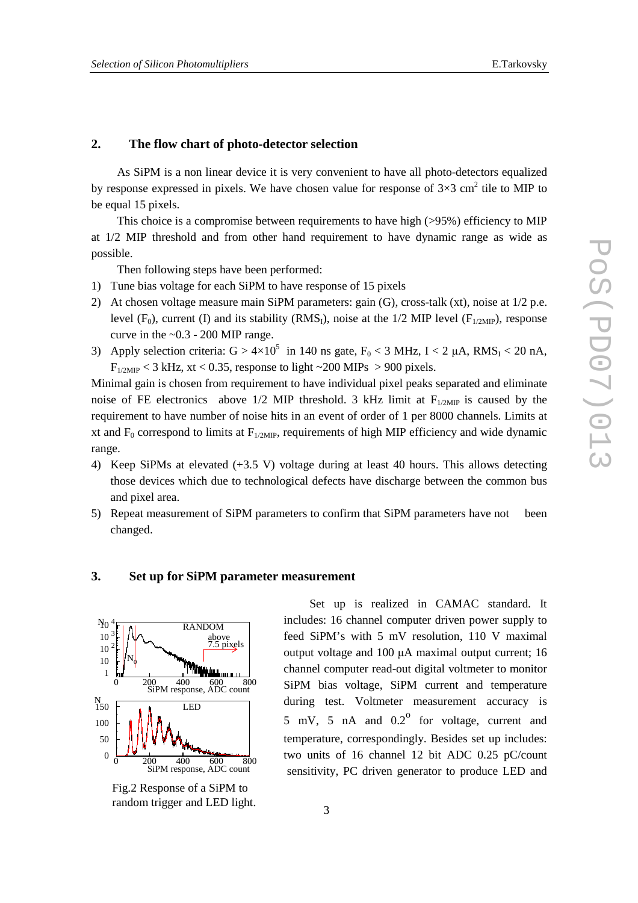## 2. The flow chart of photo-detector selection

As SiPM is a non linear device it is very convenient to have all photo-detectors equalized by response expressed in pixels. We have chosen value for response of $3\times3$ cm$^2$ tile to MIP to be equal 15 pixels.

This choice is a compromise between requirements to have high (>95%) efficiency to MIP at 1/2 MIP threshold and from other hand requirement to have dynamic range as wide as possible.

Then following steps have been performed:

1) Tune bias voltage for each SiPM to have response of 15 pixels
2) At chosen voltage measure main SiPM parameters: gain (G), cross-talk (xt), noise at 1/2 p.e. level ($F_0$), current (I) and its stability ($RMS_I$), noise at the 1/2 MIP level ($F_{1/2MIP}$), response curve in the ~0.3 - 200 MIP range.
3) Apply selection criteria: $G > 4\times10^5$ in 140 ns gate, $F_0 < 3$ MHz, $I < 2$ μA, $RMS_I < 20$ nA, $F_{1/2MIP} < 3$ kHz, $xt < 0.35$, response to light ~200 MIPs > 900 pixels.

Minimal gain is chosen from requirement to have individual pixel peaks separated and eliminate noise of FE electronics above 1/2 MIP threshold. 3 kHz limit at $F_{1/2MIP}$ is caused by the requirement to have number of noise hits in an event of order of 1 per 8000 channels. Limits at xt and $F_0$ correspond to limits at $F_{1/2MIP}$, requirements of high MIP efficiency and wide dynamic range.

4) Keep SiPMs at elevated (+3.5 V) voltage during at least 40 hours. This allows detecting those devices which due to technological defects have discharge between the common bus and pixel area.
5) Repeat measurement of SiPM parameters to confirm that SiPM parameters have not been changed.

## 3. Set up for SiPM parameter measurement

Fig.2 Response of a SiPM to random trigger and LED light.

Set up is realized in CAMAC standard. It includes: 16 channel computer driven power supply to feed SiPM's with 5 mV resolution, 110 V maximal output voltage and 100 μA maximal output current; 16 channel computer read-out digital voltmeter to monitor SiPM bias voltage, SiPM current and temperature during test. Voltmeter measurement accuracy is 5 mV, 5 nA and 0.2$^o$ for voltage, current and temperature, correspondingly. Besides set up includes: two units of 16 channel 12 bit ADC 0.25 pC/count sensitivity, PC driven generator to produce LED and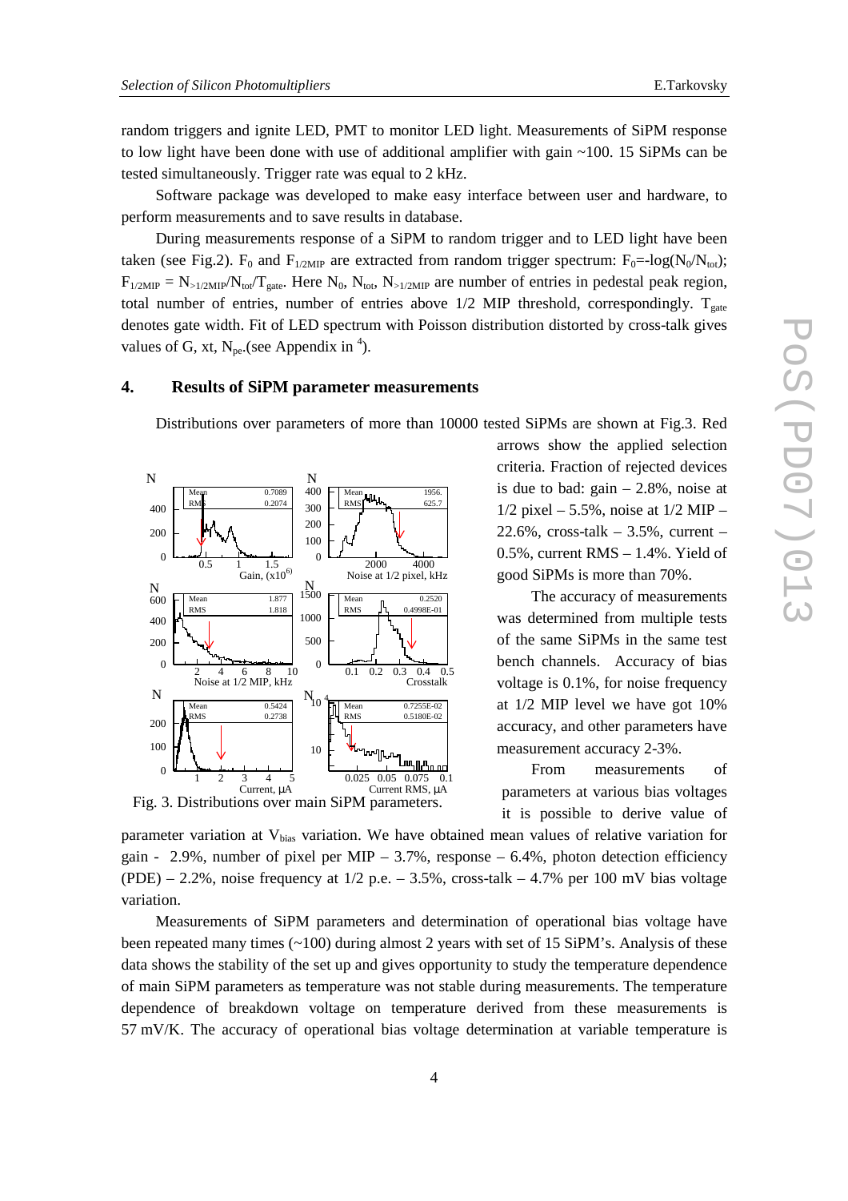random triggers and ignite LED, PMT to monitor LED light. Measurements of SiPM response to low light have been done with use of additional amplifier with gain ~100. 15 SiPMs can be tested simultaneously. Trigger rate was equal to 2 kHz.

Software package was developed to make easy interface between user and hardware, to perform measurements and to save results in database.

During measurements response of a SiPM to random trigger and to LED light have been taken (see Fig.2). $F_0$ and $F_{1/2MIP}$ are extracted from random trigger spectrum: $F_0$=-log($N_0/N_{tot}$); $F_{1/2MIP} = N_{>1/2MIP}/N_{tot}/T_{gate}$. Here $N_0$, $N_{tot}$, $N_{>1/2MIP}$ are number of entries in pedestal peak region, total number of entries, number of entries above 1/2 MIP threshold, correspondingly. $T_{gate}$ denotes gate width. Fit of LED spectrum with Poisson distribution distorted by cross-talk gives values of G, xt, $N_{pe}$.(see Appendix in [4]).

## 4. Results of SiPM parameter measurements

Distributions over parameters of more than 10000 tested SiPMs are shown at Fig.3. Red arrows show the applied selection criteria. Fraction of rejected devices is due to bad: gain – 2.8%, noise at 1/2 pixel – 5.5%, noise at 1/2 MIP – 22.6%, cross-talk – 3.5%, current – 0.5%, current RMS – 1.4%. Yield of good SiPMs is more than 70%.

N
Mean 0.7089
RMS 0.2074
400
200
0
0.5 1 1.5
Gain, (x10[6])

N
Mean 1956.
RMS 625.7
400
300
200
100
0
2000 4000
Noise at 1/2 pixel, kHz

N
Mean 1.877
RMS 1.818
600
400
200
0
2 4 6 8 10
Noise at 1/2 MIP, kHz

N
Mean 0.2520
RMS 0.4998E-01
1500
1000
500
0
0.1 0.2 0.3 0.4 0.5
Crosstalk

N
Mean 0.5424
RMS 0.2738
200
100
0
1 2 3 4 5
Current, μA

N
Mean 0.7255E-02
RMS 0.5180E-02
10[4]
10
0.025 0.05 0.075 0.1
Current RMS, μA

Fig. 3. Distributions over main SiPM parameters.

The accuracy of measurements was determined from multiple tests of the same SiPMs in the same test bench channels. Accuracy of bias voltage is 0.1%, for noise frequency at 1/2 MIP level we have got 10% accuracy, and other parameters have measurement accuracy 2-3%.

From measurements of parameters at various bias voltages it is possible to derive value of parameter variation at $V_{bias}$ variation. We have obtained mean values of relative variation for gain - 2.9%, number of pixel per MIP – 3.7%, response – 6.4%, photon detection efficiency (PDE) – 2.2%, noise frequency at 1/2 p.e. – 3.5%, cross-talk – 4.7% per 100 mV bias voltage variation.

Measurements of SiPM parameters and determination of operational bias voltage have been repeated many times (~100) during almost 2 years with set of 15 SiPM's. Analysis of these data shows the stability of the set up and gives opportunity to study the temperature dependence of main SiPM parameters as temperature was not stable during measurements. The temperature dependence of breakdown voltage on temperature derived from these measurements is 57 mV/K. The accuracy of operational bias voltage determination at variable temperature is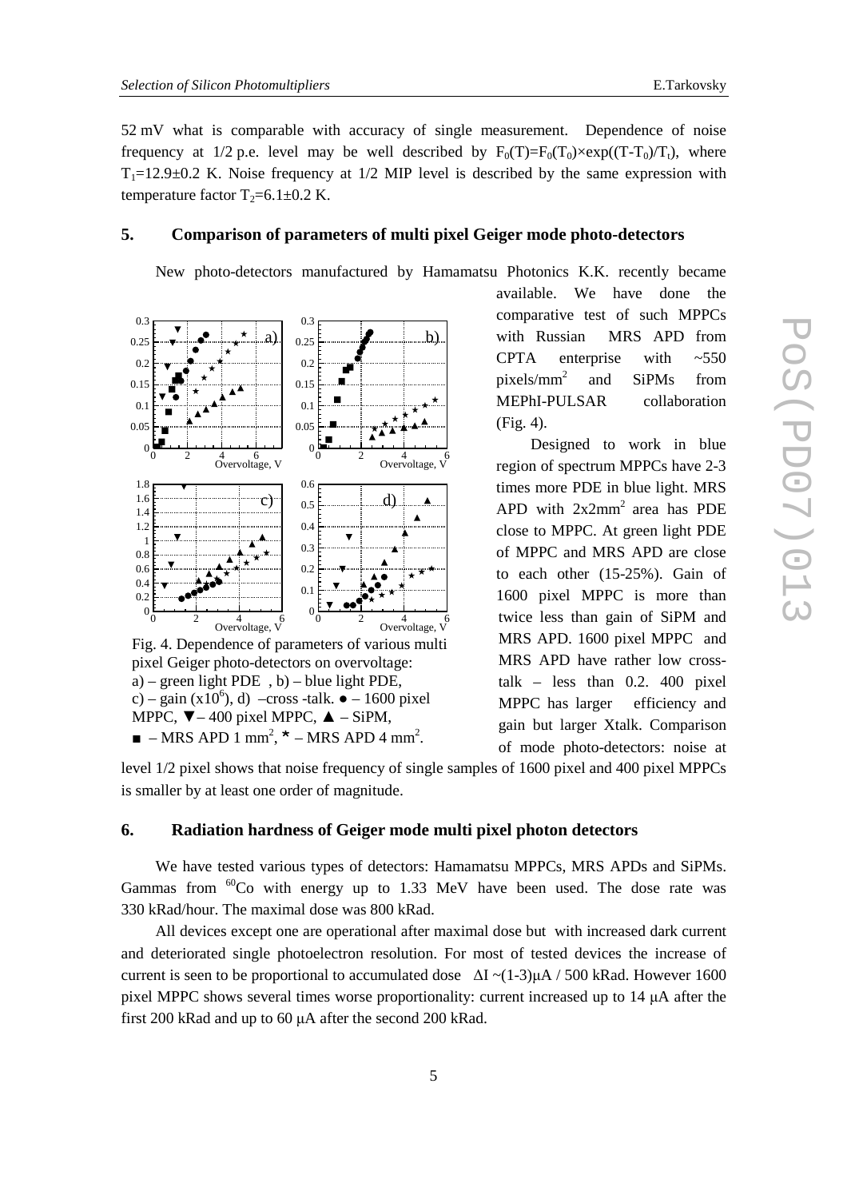52 mV what is comparable with accuracy of single measurement. Dependence of noise frequency at 1/2 p.e. level may be well described by $F_0(T)=F_0(T_0)\times\exp((T-T_0)/T_t)$, where $T_1=12.9\pm0.2$ K. Noise frequency at 1/2 MIP level is described by the same expression with temperature factor $T_2=6.1\pm0.2$ K.

## 5. Comparison of parameters of multi pixel Geiger mode photo-detectors

New photo-detectors manufactured by Hamamatsu Photonics K.K. recently became available. We have done the comparative test of such MPPCs with Russian MRS APD from CPTA enterprise with ~550 pixels/mm$^2$ and SiPMs from MEPhI-PULSAR collaboration (Fig. 4).

Designed to work in blue region of spectrum MPPCs have 2-3 times more PDE in blue light. MRS APD with 2x2mm$^2$ area has PDE close to MPPC. At green light PDE of MPPC and MRS APD are close to each other (15-25%). Gain of 1600 pixel MPPC is more than twice less than gain of SiPM and MRS APD. 1600 pixel MPPC and MRS APD have rather low cross-talk – less than 0.2. 400 pixel MPPC has larger efficiency and gain but larger Xtalk. Comparison of mode photo-detectors: noise at level 1/2 pixel shows that noise frequency of single samples of 1600 pixel and 400 pixel MPPCs is smaller by at least one order of magnitude.

a)
b)
c)
d)
Overvoltage, V

Fig. 4. Dependence of parameters of various multi pixel Geiger photo-detectors on overvoltage: a) – green light PDE , b) – blue light PDE, c) – gain (x10$^6$), d) –cross -talk. ● – 1600 pixel MPPC, ▼– 400 pixel MPPC, ▲ – SiPM, ■ – MRS APD 1 mm$^2$, ⋆ – MRS APD 4 mm$^2$.

## 6. Radiation hardness of Geiger mode multi pixel photon detectors

We have tested various types of detectors: Hamamatsu MPPCs, MRS APDs and SiPMs. Gammas from $^{60}$Co with energy up to 1.33 MeV have been used. The dose rate was 330 kRad/hour. The maximal dose was 800 kRad.

All devices except one are operational after maximal dose but with increased dark current and deteriorated single photoelectron resolution. For most of tested devices the increase of current is seen to be proportional to accumulated dose $\Delta I \sim (1\text{-}3)\mu A$ / 500 kRad. However 1600 pixel MPPC shows several times worse proportionality: current increased up to 14 μA after the first 200 kRad and up to 60 μA after the second 200 kRad.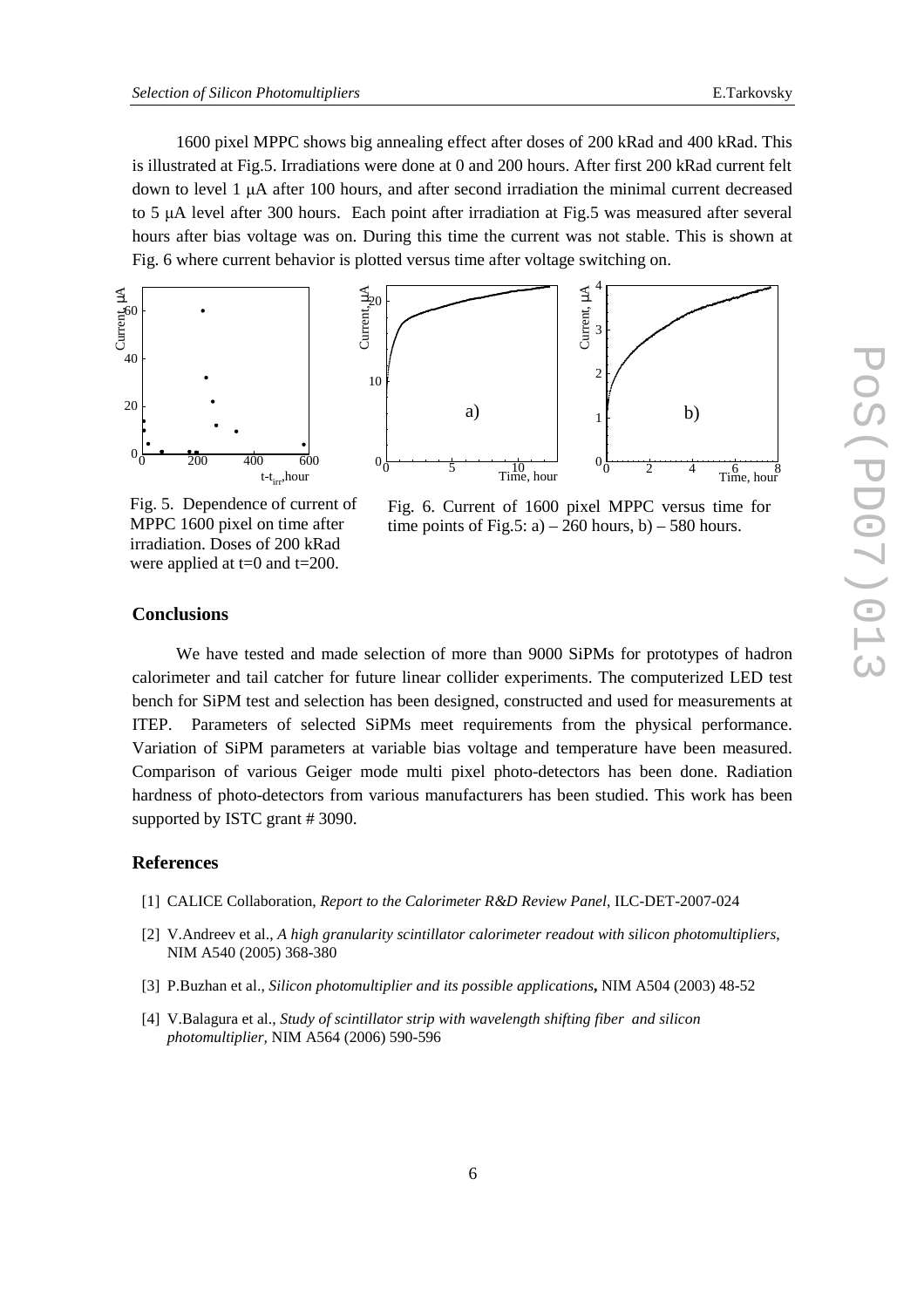1600 pixel MPPC shows big annealing effect after doses of 200 kRad and 400 kRad. This is illustrated at Fig.5. Irradiations were done at 0 and 200 hours. After first 200 kRad current felt down to level 1 μA after 100 hours, and after second irradiation the minimal current decreased to 5 μA level after 300 hours. Each point after irradiation at Fig.5 was measured after several hours after bias voltage was on. During this time the current was not stable. This is shown at Fig. 6 where current behavior is plotted versus time after voltage switching on.

Current, μA
60
40
20
0
0
200
400
600
$t-t_{irr}$,hour

Current, μA
20
10
0
0
5
10
Time, hour
a)

Current, μA
4
3
2
1
0
0
2
4
6
8
Time, hour
b)

Fig. 5. Dependence of current of MPPC 1600 pixel on time after irradiation. Doses of 200 kRad were applied at t=0 and t=200.

Fig. 6. Current of 1600 pixel MPPC versus time for time points of Fig.5: a) – 260 hours, b) – 580 hours.

## Conclusions

We have tested and made selection of more than 9000 SiPMs for prototypes of hadron calorimeter and tail catcher for future linear collider experiments. The computerized LED test bench for SiPM test and selection has been designed, constructed and used for measurements at ITEP. Parameters of selected SiPMs meet requirements from the physical performance. Variation of SiPM parameters at variable bias voltage and temperature have been measured. Comparison of various Geiger mode multi pixel photo-detectors has been done. Radiation hardness of photo-detectors from various manufacturers has been studied. This work has been supported by ISTC grant # 3090.

## References

[1] CALICE Collaboration, *Report to the Calorimeter R&D Review Panel*, ILC-DET-2007-024

[2] V.Andreev et al., *A high granularity scintillator calorimeter readout with silicon photomultipliers*, NIM A540 (2005) 368-380

[3] P.Buzhan et al., *Silicon photomultiplier and its possible applications***,** NIM A504 (2003) 48-52

[4] V.Balagura et al., *Study of scintillator strip with wavelength shifting fiber and silicon photomultiplier,* NIM A564 (2006) 590-596